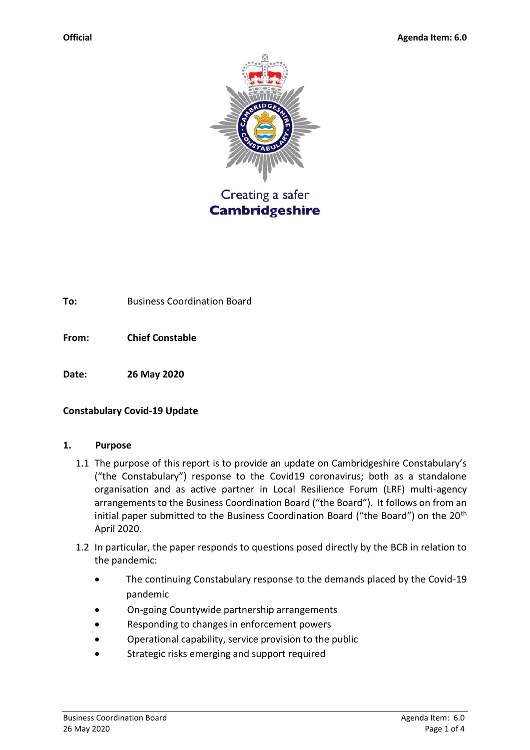**Official** **Agenda Item: 6.0**

Creating a safer
**Cambridgeshire**

**To:** Business Coordination Board

**From:** **Chief Constable**

**Date:** **26 May 2020**

**Constabulary Covid-19 Update**

## 1. Purpose

1.1 The purpose of this report is to provide an update on Cambridgeshire Constabulary's ("the Constabulary") response to the Covid19 coronavirus; both as a standalone organisation and as active partner in Local Resilience Forum (LRF) multi-agency arrangements to the Business Coordination Board ("the Board"). It follows on from an initial paper submitted to the Business Coordination Board ("the Board") on the 20th April 2020.

1.2 In particular, the paper responds to questions posed directly by the BCB in relation to the pandemic:

- The continuing Constabulary response to the demands placed by the Covid-19 pandemic
- On-going Countywide partnership arrangements
- Responding to changes in enforcement powers
- Operational capability, service provision to the public
- Strategic risks emerging and support required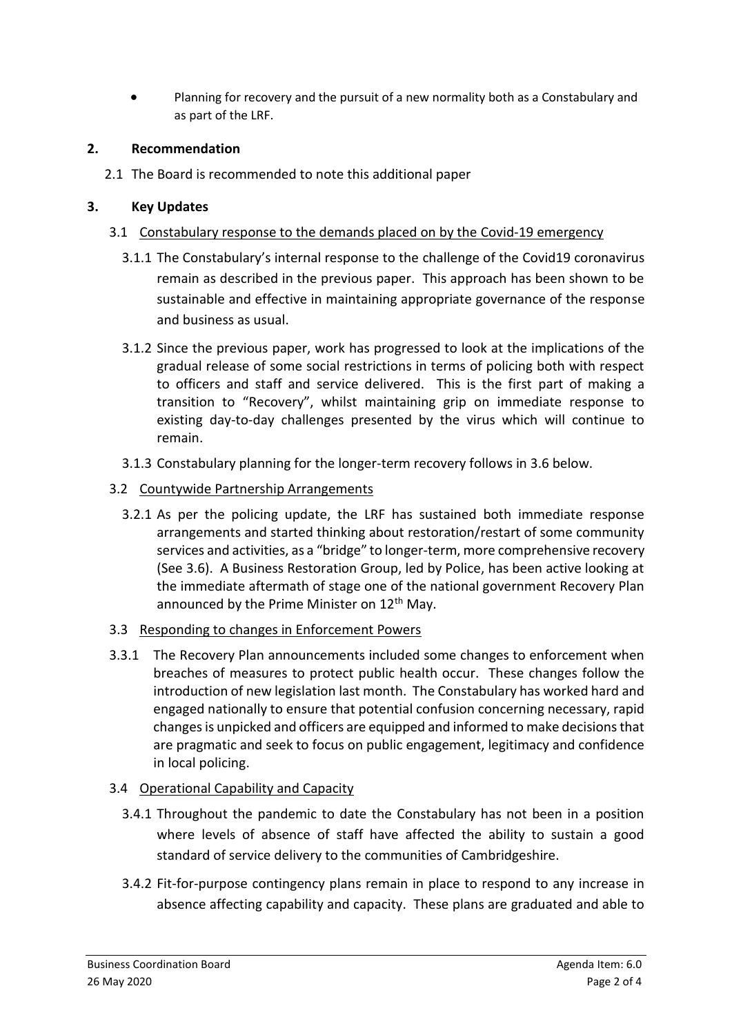- Planning for recovery and the pursuit of a new normality both as a Constabulary and as part of the LRF.

## 2. Recommendation

2.1 The Board is recommended to note this additional paper

## 3. Key Updates

3.1 Constabulary response to the demands placed on by the Covid-19 emergency

3.1.1 The Constabulary's internal response to the challenge of the Covid19 coronavirus remain as described in the previous paper. This approach has been shown to be sustainable and effective in maintaining appropriate governance of the response and business as usual.

3.1.2 Since the previous paper, work has progressed to look at the implications of the gradual release of some social restrictions in terms of policing both with respect to officers and staff and service delivered. This is the first part of making a transition to "Recovery", whilst maintaining grip on immediate response to existing day-to-day challenges presented by the virus which will continue to remain.

3.1.3 Constabulary planning for the longer-term recovery follows in 3.6 below.

3.2 Countywide Partnership Arrangements

3.2.1 As per the policing update, the LRF has sustained both immediate response arrangements and started thinking about restoration/restart of some community services and activities, as a "bridge" to longer-term, more comprehensive recovery (See 3.6). A Business Restoration Group, led by Police, has been active looking at the immediate aftermath of stage one of the national government Recovery Plan announced by the Prime Minister on 12th May.

3.3 Responding to changes in Enforcement Powers

3.3.1 The Recovery Plan announcements included some changes to enforcement when breaches of measures to protect public health occur. These changes follow the introduction of new legislation last month. The Constabulary has worked hard and engaged nationally to ensure that potential confusion concerning necessary, rapid changes is unpicked and officers are equipped and informed to make decisions that are pragmatic and seek to focus on public engagement, legitimacy and confidence in local policing.

3.4 Operational Capability and Capacity

3.4.1 Throughout the pandemic to date the Constabulary has not been in a position where levels of absence of staff have affected the ability to sustain a good standard of service delivery to the communities of Cambridgeshire.

3.4.2 Fit-for-purpose contingency plans remain in place to respond to any increase in absence affecting capability and capacity. These plans are graduated and able to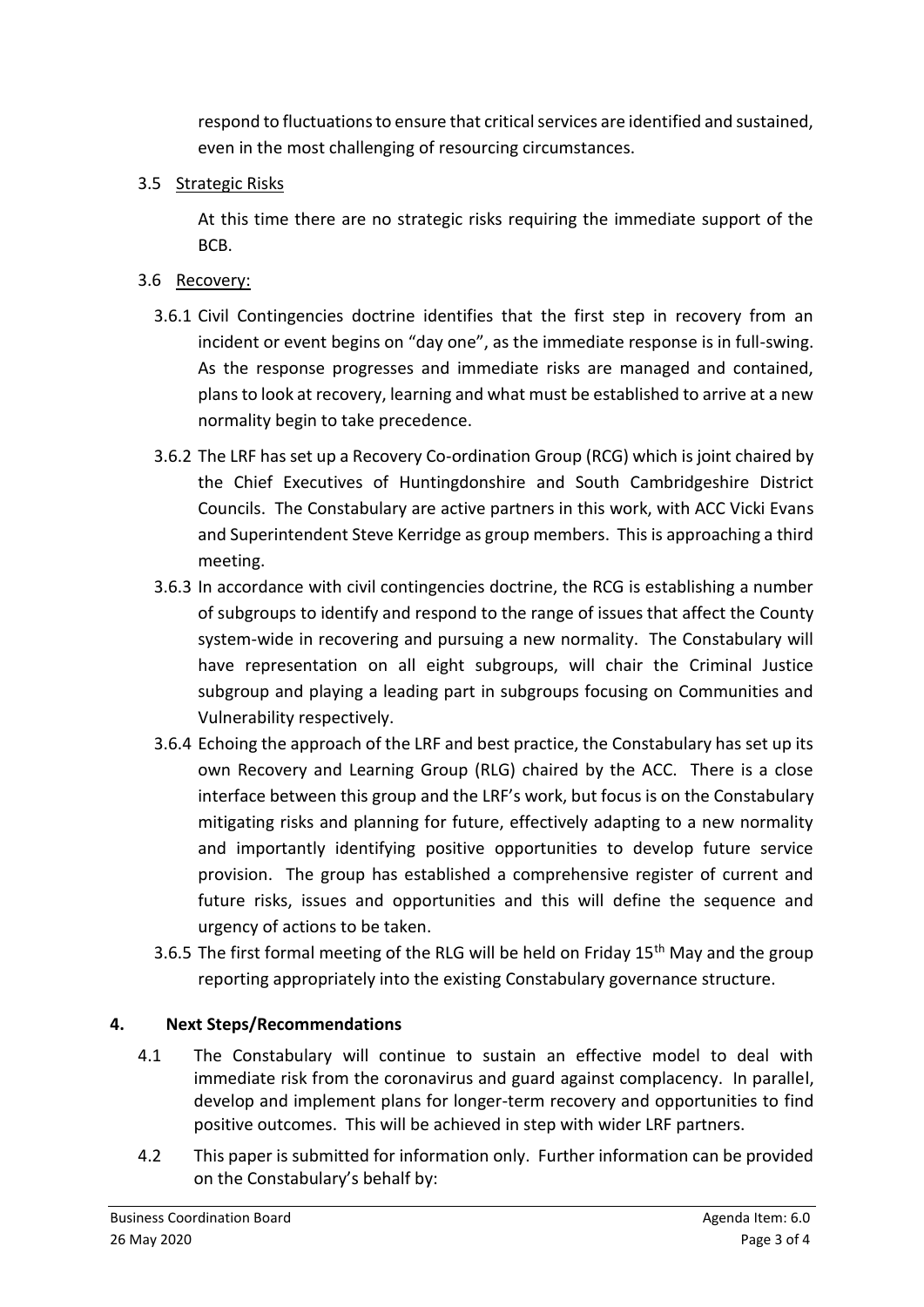respond to fluctuations to ensure that critical services are identified and sustained, even in the most challenging of resourcing circumstances.

3.5 Strategic Risks

At this time there are no strategic risks requiring the immediate support of the BCB.

3.6 Recovery:

3.6.1 Civil Contingencies doctrine identifies that the first step in recovery from an incident or event begins on "day one", as the immediate response is in full-swing. As the response progresses and immediate risks are managed and contained, plans to look at recovery, learning and what must be established to arrive at a new normality begin to take precedence.

3.6.2 The LRF has set up a Recovery Co-ordination Group (RCG) which is joint chaired by the Chief Executives of Huntingdonshire and South Cambridgeshire District Councils. The Constabulary are active partners in this work, with ACC Vicki Evans and Superintendent Steve Kerridge as group members. This is approaching a third meeting.

3.6.3 In accordance with civil contingencies doctrine, the RCG is establishing a number of subgroups to identify and respond to the range of issues that affect the County system-wide in recovering and pursuing a new normality. The Constabulary will have representation on all eight subgroups, will chair the Criminal Justice subgroup and playing a leading part in subgroups focusing on Communities and Vulnerability respectively.

3.6.4 Echoing the approach of the LRF and best practice, the Constabulary has set up its own Recovery and Learning Group (RLG) chaired by the ACC. There is a close interface between this group and the LRF's work, but focus is on the Constabulary mitigating risks and planning for future, effectively adapting to a new normality and importantly identifying positive opportunities to develop future service provision. The group has established a comprehensive register of current and future risks, issues and opportunities and this will define the sequence and urgency of actions to be taken.

3.6.5 The first formal meeting of the RLG will be held on Friday 15th May and the group reporting appropriately into the existing Constabulary governance structure.

## 4. Next Steps/Recommendations

4.1 The Constabulary will continue to sustain an effective model to deal with immediate risk from the coronavirus and guard against complacency. In parallel, develop and implement plans for longer-term recovery and opportunities to find positive outcomes. This will be achieved in step with wider LRF partners.

4.2 This paper is submitted for information only. Further information can be provided on the Constabulary's behalf by: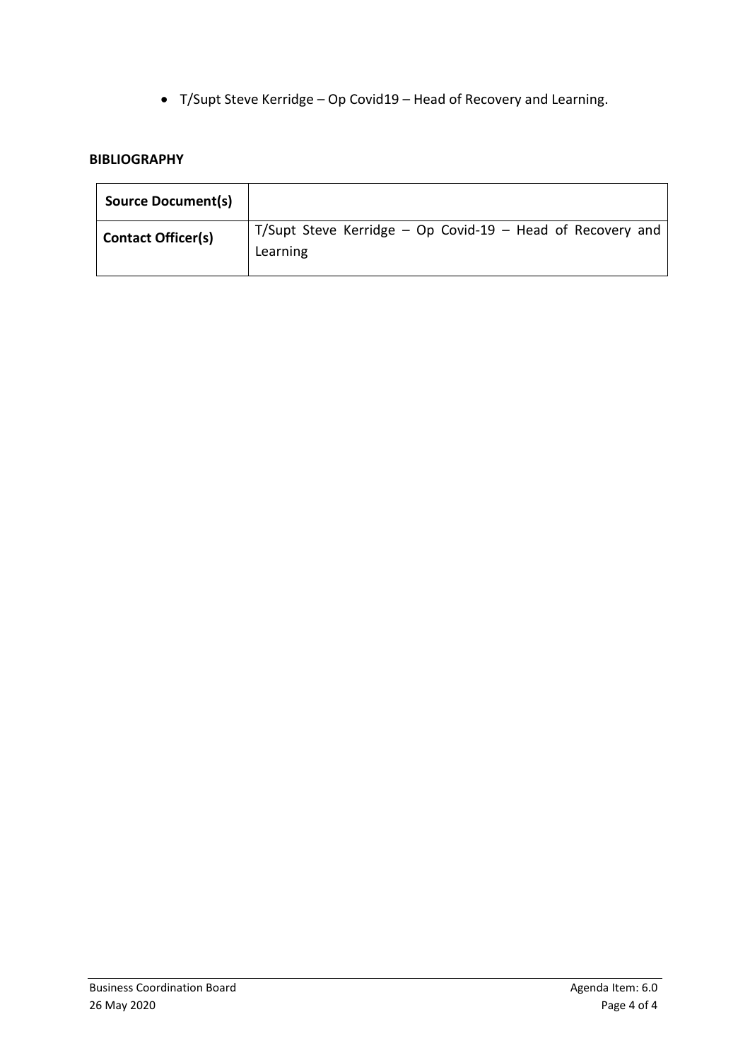- T/Supt Steve Kerridge – Op Covid19 – Head of Recovery and Learning.

**BIBLIOGRAPHY**

| | |
|---|---|
| **Source Document(s)** | |
| **Contact Officer(s)** | T/Supt Steve Kerridge – Op Covid-19 – Head of Recovery and Learning |